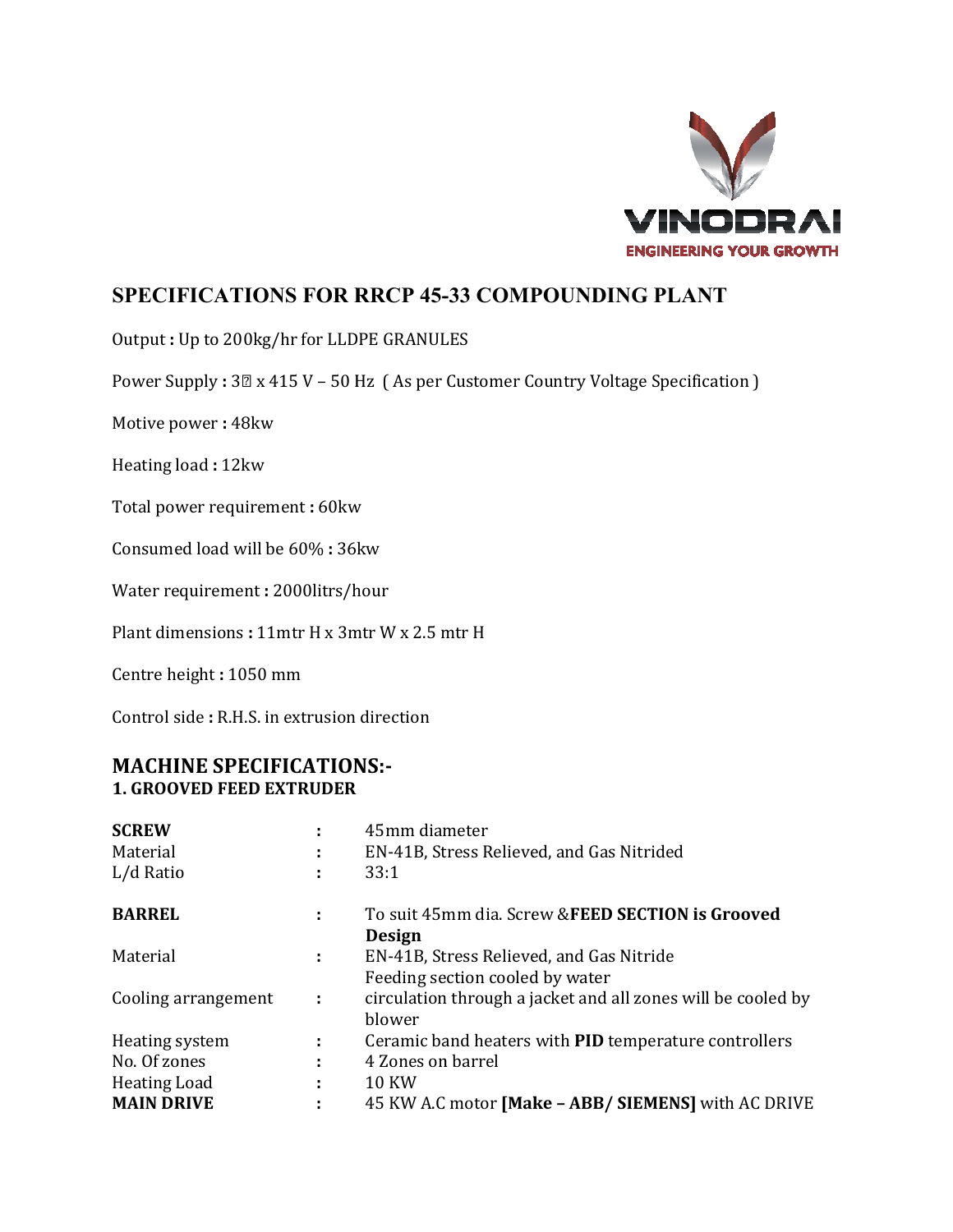VINODRAI
ENGINEERING YOUR GROWTH

# SPECIFICATIONS FOR RRCP 45-33 COMPOUNDING PLANT

Output **:** Up to 200kg/hr for LLDPE GRANULES

Power Supply **:** 3Ø x 415 V – 50 Hz ( As per Customer Country Voltage Specification )

Motive power **:** 48kw

Heating load **:** 12kw

Total power requirement **:** 60kw

Consumed load will be 60% **:** 36kw

Water requirement **:** 2000litrs/hour

Plant dimensions **:** 11mtr H x 3mtr W x 2.5 mtr H

Centre height **:** 1050 mm

Control side **:** R.H.S. in extrusion direction

## MACHINE SPECIFICATIONS:-

### 1. GROOVED FEED EXTRUDER

| | | |
|---|---|---|
| **SCREW** | : | 45mm diameter |
| Material | : | EN-41B, Stress Relieved, and Gas Nitrided |
| L/d Ratio | : | 33:1 |
| **BARREL** | : | To suit 45mm dia. Screw &**FEED SECTION is Grooved Design** |
| Material | : | EN-41B, Stress Relieved, and Gas Nitride |
| Cooling arrangement | : | Feeding section cooled by water circulation through a jacket and all zones will be cooled by blower |
| Heating system | : | Ceramic band heaters with **PID** temperature controllers |
| No. Of zones | : | 4 Zones on barrel |
| Heating Load | : | 10 KW |
| **MAIN DRIVE** | : | 45 KW A.C motor **[Make – ABB/ SIEMENS]** with AC DRIVE |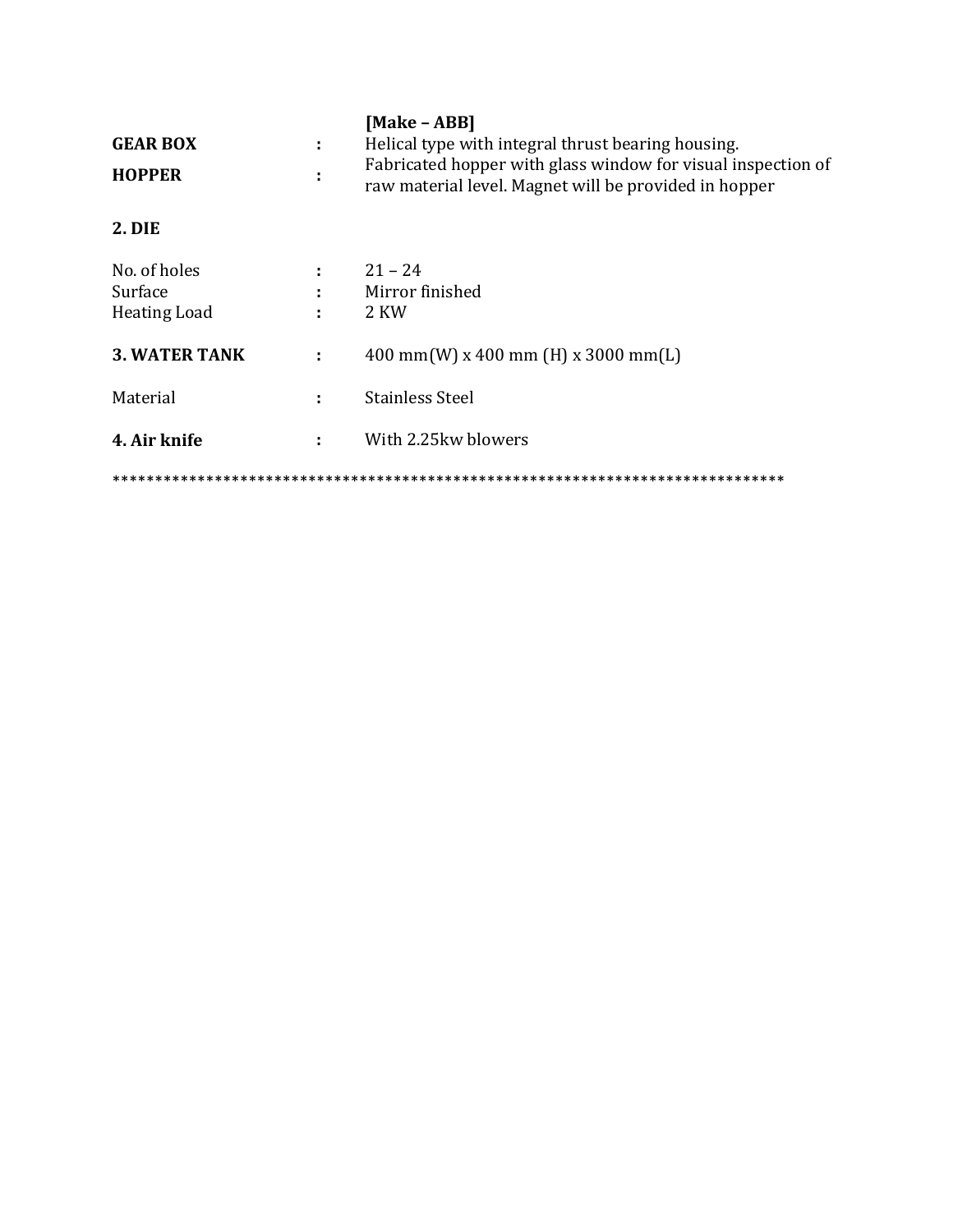| | | |
|---|---|---|
| | | **[Make – ABB]** |
| **GEAR BOX** | : | Helical type with integral thrust bearing housing. |
| **HOPPER** | : | Fabricated hopper with glass window for visual inspection of raw material level. Magnet will be provided in hopper |

**2. DIE**

| | | |
|---|---|---|
| No. of holes | : | 21 – 24 |
| Surface | : | Mirror finished |
| Heating Load | : | 2 KW |

| | | |
|---|---|---|
| **3. WATER TANK** | : | 400 mm(W) x 400 mm (H) x 3000 mm(L) |
| Material | : | Stainless Steel |
| **4. Air knife** | : | With 2.25kw blowers |

********************************************************************************